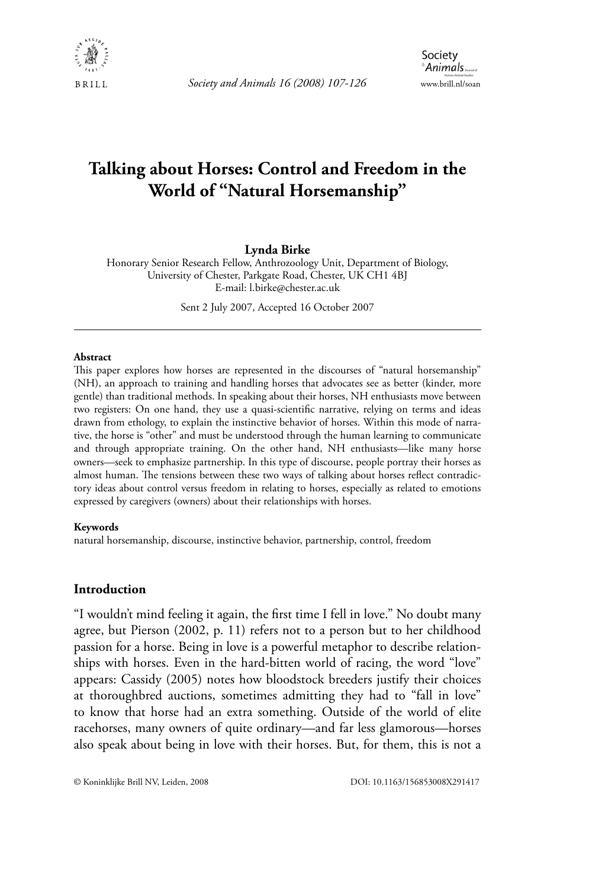# Talking about Horses: Control and Freedom in the World of "Natural Horsemanship"

**Lynda Birke**

Honorary Senior Research Fellow, Anthrozoology Unit, Department of Biology, University of Chester, Parkgate Road, Chester, UK CH1 4BJ
E-mail: l.birke@chester.ac.uk

Sent 2 July 2007, Accepted 16 October 2007

---

**Abstract**

This paper explores how horses are represented in the discourses of "natural horsemanship" (NH), an approach to training and handling horses that advocates see as better (kinder, more gentle) than traditional methods. In speaking about their horses, NH enthusiasts move between two registers: On one hand, they use a quasi-scientific narrative, relying on terms and ideas drawn from ethology, to explain the instinctive behavior of horses. Within this mode of narrative, the horse is "other" and must be understood through the human learning to communicate and through appropriate training. On the other hand, NH enthusiasts—like many horse owners—seek to emphasize partnership. In this type of discourse, people portray their horses as almost human. The tensions between these two ways of talking about horses reflect contradictory ideas about control versus freedom in relating to horses, especially as related to emotions expressed by caregivers (owners) about their relationships with horses.

**Keywords**

natural horsemanship, discourse, instinctive behavior, partnership, control, freedom

## Introduction

"I wouldn't mind feeling it again, the first time I fell in love." No doubt many agree, but Pierson (2002, p. 11) refers not to a person but to her childhood passion for a horse. Being in love is a powerful metaphor to describe relationships with horses. Even in the hard-bitten world of racing, the word "love" appears: Cassidy (2005) notes how bloodstock breeders justify their choices at thoroughbred auctions, sometimes admitting they had to "fall in love" to know that horse had an extra something. Outside of the world of elite racehorses, many owners of quite ordinary—and far less glamorous—horses also speak about being in love with their horses. But, for them, this is not a

© Koninklijke Brill NV, Leiden, 2008 DOI: 10.1163/156853008X291417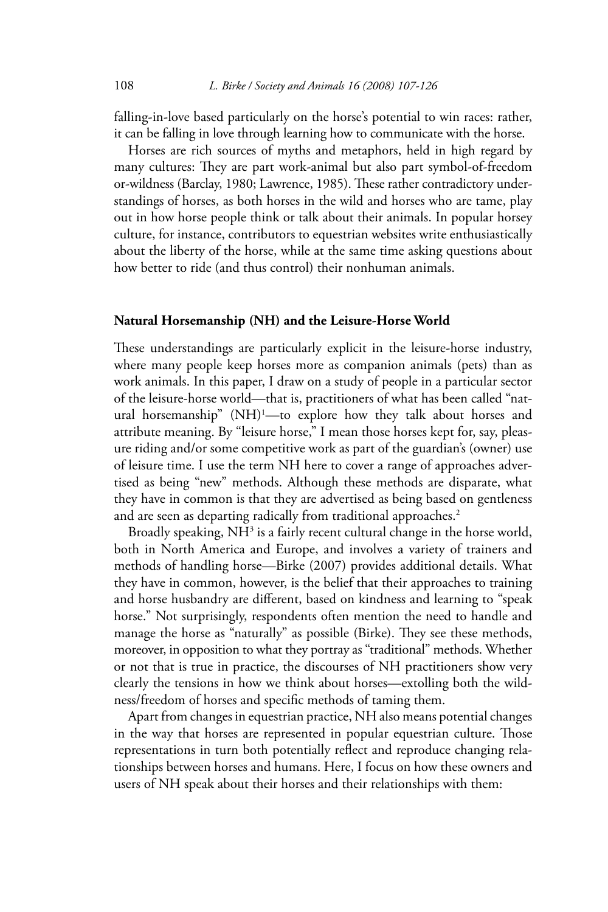falling-in-love based particularly on the horse's potential to win races: rather, it can be falling in love through learning how to communicate with the horse.

Horses are rich sources of myths and metaphors, held in high regard by many cultures: They are part work-animal but also part symbol-of-freedom or-wildness (Barclay, 1980; Lawrence, 1985). These rather contradictory understandings of horses, as both horses in the wild and horses who are tame, play out in how horse people think or talk about their animals. In popular horsey culture, for instance, contributors to equestrian websites write enthusiastically about the liberty of the horse, while at the same time asking questions about how better to ride (and thus control) their nonhuman animals.

## Natural Horsemanship (NH) and the Leisure-Horse World

These understandings are particularly explicit in the leisure-horse industry, where many people keep horses more as companion animals (pets) than as work animals. In this paper, I draw on a study of people in a particular sector of the leisure-horse world—that is, practitioners of what has been called "natural horsemanship" (NH)[1]—to explore how they talk about horses and attribute meaning. By "leisure horse," I mean those horses kept for, say, pleasure riding and/or some competitive work as part of the guardian's (owner) use of leisure time. I use the term NH here to cover a range of approaches advertised as being "new" methods. Although these methods are disparate, what they have in common is that they are advertised as being based on gentleness and are seen as departing radically from traditional approaches.[2]

Broadly speaking, NH[3] is a fairly recent cultural change in the horse world, both in North America and Europe, and involves a variety of trainers and methods of handling horse—Birke (2007) provides additional details. What they have in common, however, is the belief that their approaches to training and horse husbandry are different, based on kindness and learning to "speak horse." Not surprisingly, respondents often mention the need to handle and manage the horse as "naturally" as possible (Birke). They see these methods, moreover, in opposition to what they portray as "traditional" methods. Whether or not that is true in practice, the discourses of NH practitioners show very clearly the tensions in how we think about horses—extolling both the wildness/freedom of horses and specific methods of taming them.

Apart from changes in equestrian practice, NH also means potential changes in the way that horses are represented in popular equestrian culture. Those representations in turn both potentially reflect and reproduce changing relationships between horses and humans. Here, I focus on how these owners and users of NH speak about their horses and their relationships with them: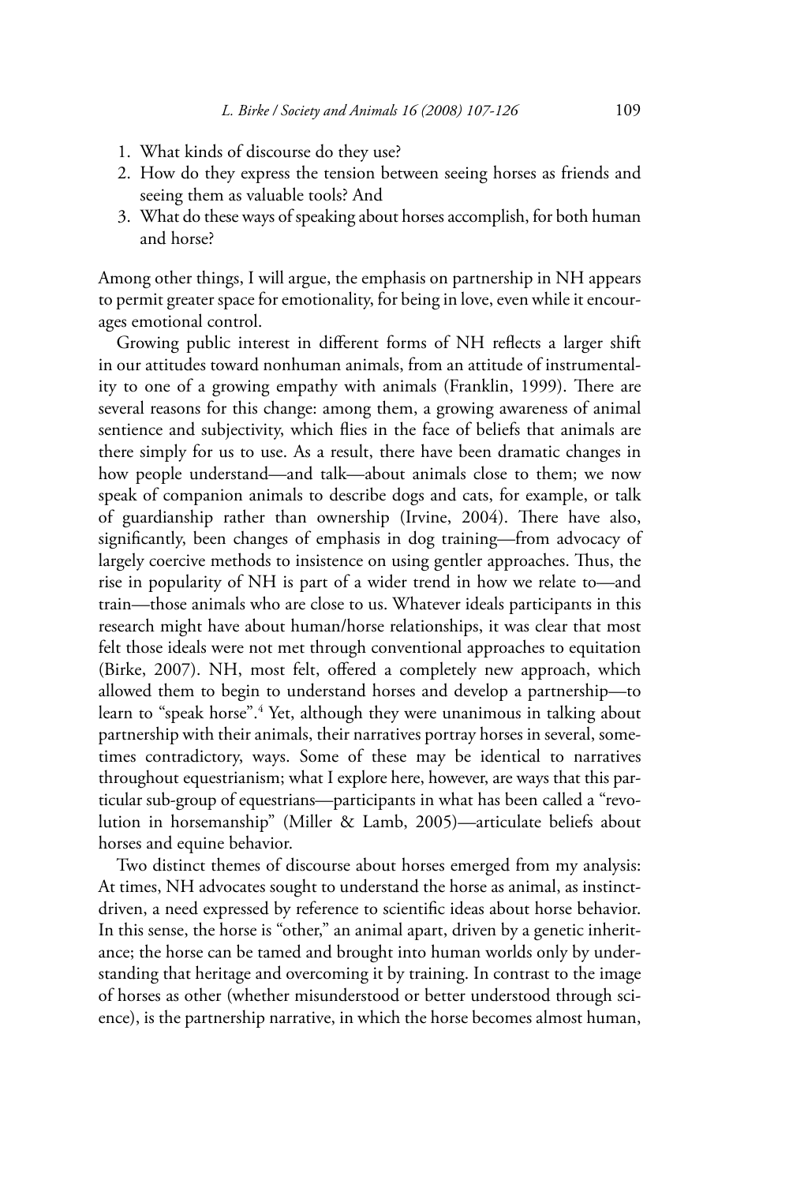1. What kinds of discourse do they use?
2. How do they express the tension between seeing horses as friends and seeing them as valuable tools? And
3. What do these ways of speaking about horses accomplish, for both human and horse?

Among other things, I will argue, the emphasis on partnership in NH appears to permit greater space for emotionality, for being in love, even while it encourages emotional control.

Growing public interest in different forms of NH reflects a larger shift in our attitudes toward nonhuman animals, from an attitude of instrumentality to one of a growing empathy with animals (Franklin, 1999). There are several reasons for this change: among them, a growing awareness of animal sentience and subjectivity, which flies in the face of beliefs that animals are there simply for us to use. As a result, there have been dramatic changes in how people understand—and talk—about animals close to them; we now speak of companion animals to describe dogs and cats, for example, or talk of guardianship rather than ownership (Irvine, 2004). There have also, significantly, been changes of emphasis in dog training—from advocacy of largely coercive methods to insistence on using gentler approaches. Thus, the rise in popularity of NH is part of a wider trend in how we relate to—and train—those animals who are close to us. Whatever ideals participants in this research might have about human/horse relationships, it was clear that most felt those ideals were not met through conventional approaches to equitation (Birke, 2007). NH, most felt, offered a completely new approach, which allowed them to begin to understand horses and develop a partnership—to learn to "speak horse".[4] Yet, although they were unanimous in talking about partnership with their animals, their narratives portray horses in several, sometimes contradictory, ways. Some of these may be identical to narratives throughout equestrianism; what I explore here, however, are ways that this particular sub-group of equestrians—participants in what has been called a "revolution in horsemanship" (Miller & Lamb, 2005)—articulate beliefs about horses and equine behavior.

Two distinct themes of discourse about horses emerged from my analysis: At times, NH advocates sought to understand the horse as animal, as instinct-driven, a need expressed by reference to scientific ideas about horse behavior. In this sense, the horse is "other," an animal apart, driven by a genetic inheritance; the horse can be tamed and brought into human worlds only by understanding that heritage and overcoming it by training. In contrast to the image of horses as other (whether misunderstood or better understood through science), is the partnership narrative, in which the horse becomes almost human,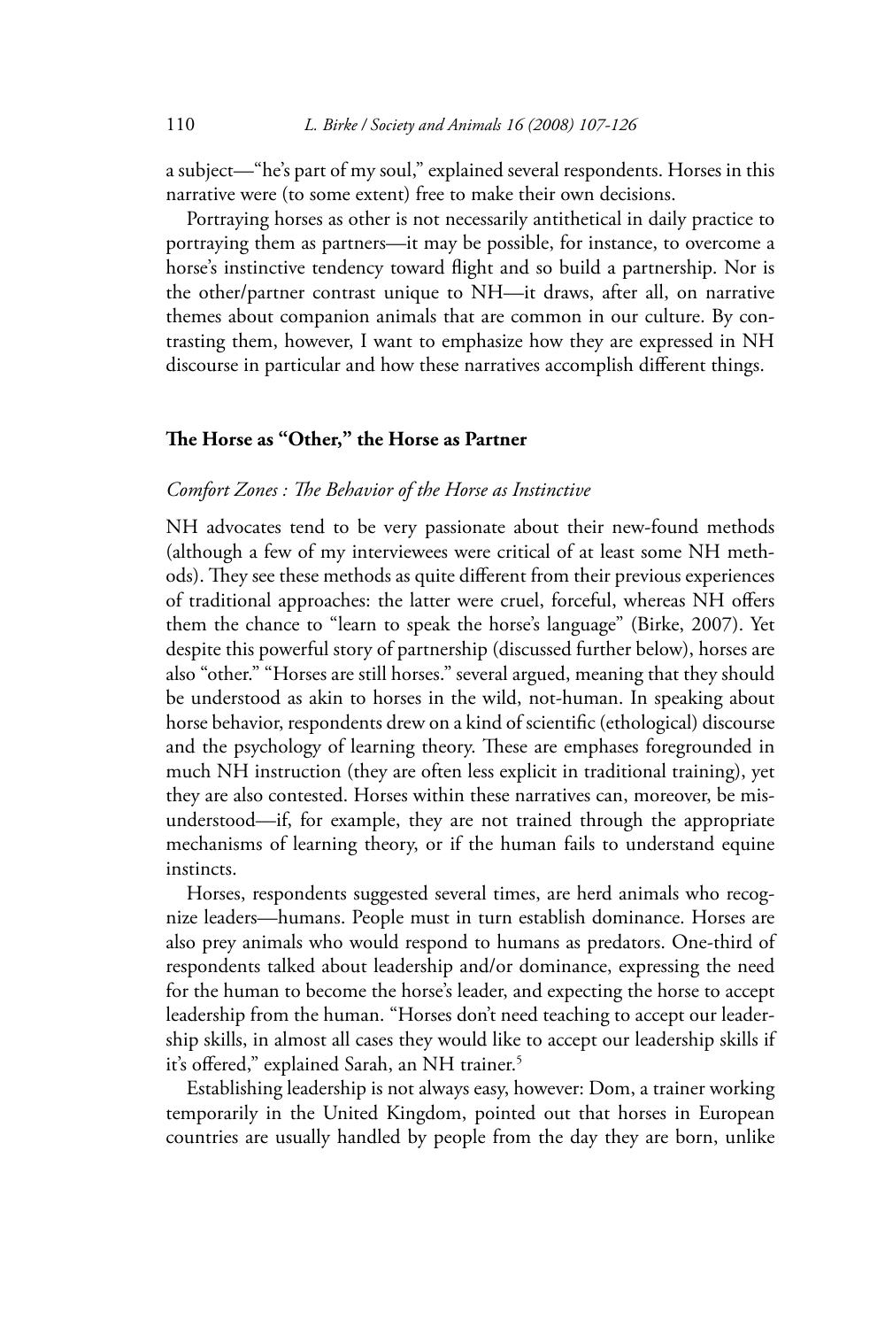a subject—"he's part of my soul," explained several respondents. Horses in this narrative were (to some extent) free to make their own decisions.

Portraying horses as other is not necessarily antithetical in daily practice to portraying them as partners—it may be possible, for instance, to overcome a horse's instinctive tendency toward flight and so build a partnership. Nor is the other/partner contrast unique to NH—it draws, after all, on narrative themes about companion animals that are common in our culture. By contrasting them, however, I want to emphasize how they are expressed in NH discourse in particular and how these narratives accomplish different things.

## The Horse as "Other," the Horse as Partner

### *Comfort Zones : The Behavior of the Horse as Instinctive*

NH advocates tend to be very passionate about their new-found methods (although a few of my interviewees were critical of at least some NH methods). They see these methods as quite different from their previous experiences of traditional approaches: the latter were cruel, forceful, whereas NH offers them the chance to "learn to speak the horse's language" (Birke, 2007). Yet despite this powerful story of partnership (discussed further below), horses are also "other." "Horses are still horses." several argued, meaning that they should be understood as akin to horses in the wild, not-human. In speaking about horse behavior, respondents drew on a kind of scientific (ethological) discourse and the psychology of learning theory. These are emphases foregrounded in much NH instruction (they are often less explicit in traditional training), yet they are also contested. Horses within these narratives can, moreover, be misunderstood—if, for example, they are not trained through the appropriate mechanisms of learning theory, or if the human fails to understand equine instincts.

Horses, respondents suggested several times, are herd animals who recognize leaders—humans. People must in turn establish dominance. Horses are also prey animals who would respond to humans as predators. One-third of respondents talked about leadership and/or dominance, expressing the need for the human to become the horse's leader, and expecting the horse to accept leadership from the human. "Horses don't need teaching to accept our leadership skills, in almost all cases they would like to accept our leadership skills if it's offered," explained Sarah, an NH trainer.[5]

Establishing leadership is not always easy, however: Dom, a trainer working temporarily in the United Kingdom, pointed out that horses in European countries are usually handled by people from the day they are born, unlike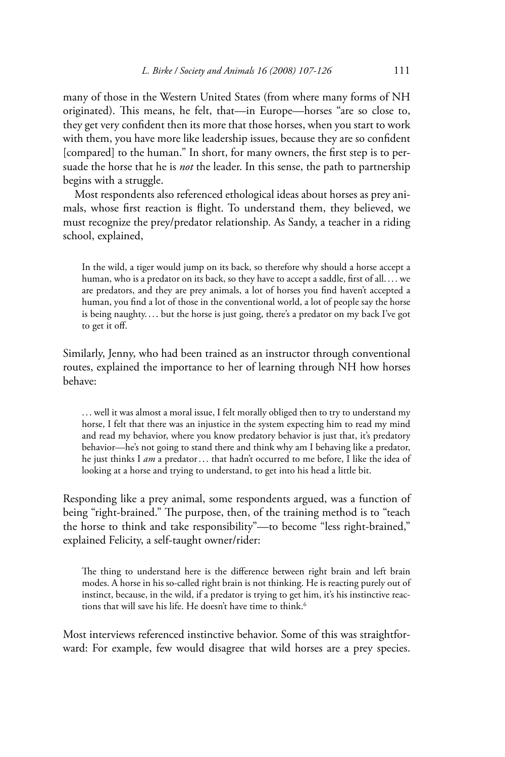many of those in the Western United States (from where many forms of NH originated). This means, he felt, that—in Europe—horses "are so close to, they get very confident then its more that those horses, when you start to work with them, you have more like leadership issues, because they are so confident [compared] to the human." In short, for many owners, the first step is to persuade the horse that he is *not* the leader. In this sense, the path to partnership begins with a struggle.

Most respondents also referenced ethological ideas about horses as prey animals, whose first reaction is flight. To understand them, they believed, we must recognize the prey/predator relationship. As Sandy, a teacher in a riding school, explained,

> In the wild, a tiger would jump on its back, so therefore why should a horse accept a human, who is a predator on its back, so they have to accept a saddle, first of all. . . . we are predators, and they are prey animals, a lot of horses you find haven't accepted a human, you find a lot of those in the conventional world, a lot of people say the horse is being naughty. . . . but the horse is just going, there's a predator on my back I've got to get it off.

Similarly, Jenny, who had been trained as an instructor through conventional routes, explained the importance to her of learning through NH how horses behave:

> . . . well it was almost a moral issue, I felt morally obliged then to try to understand my horse, I felt that there was an injustice in the system expecting him to read my mind and read my behavior, where you know predatory behavior is just that, it's predatory behavior—he's not going to stand there and think why am I behaving like a predator, he just thinks I *am* a predator . . . that hadn't occurred to me before, I like the idea of looking at a horse and trying to understand, to get into his head a little bit.

Responding like a prey animal, some respondents argued, was a function of being "right-brained." The purpose, then, of the training method is to "teach the horse to think and take responsibility"—to become "less right-brained," explained Felicity, a self-taught owner/rider:

> The thing to understand here is the difference between right brain and left brain modes. A horse in his so-called right brain is not thinking. He is reacting purely out of instinct, because, in the wild, if a predator is trying to get him, it's his instinctive reactions that will save his life. He doesn't have time to think.[6]

Most interviews referenced instinctive behavior. Some of this was straightforward: For example, few would disagree that wild horses are a prey species.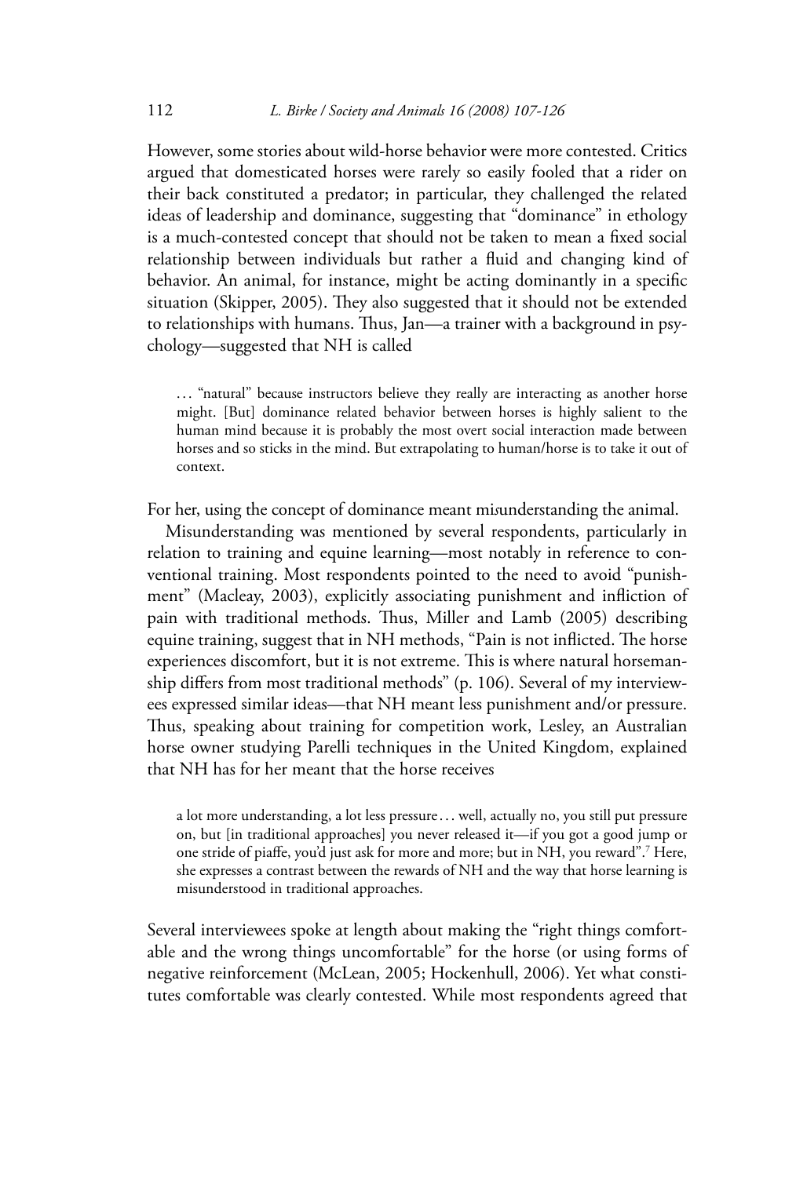However, some stories about wild-horse behavior were more contested. Critics argued that domesticated horses were rarely so easily fooled that a rider on their back constituted a predator; in particular, they challenged the related ideas of leadership and dominance, suggesting that "dominance" in ethology is a much-contested concept that should not be taken to mean a fixed social relationship between individuals but rather a fluid and changing kind of behavior. An animal, for instance, might be acting dominantly in a specific situation (Skipper, 2005). They also suggested that it should not be extended to relationships with humans. Thus, Jan—a trainer with a background in psychology—suggested that NH is called

> ... "natural" because instructors believe they really are interacting as another horse might. [But] dominance related behavior between horses is highly salient to the human mind because it is probably the most overt social interaction made between horses and so sticks in the mind. But extrapolating to human/horse is to take it out of context.

For her, using the concept of dominance meant *mis*understanding the animal.

Misunderstanding was mentioned by several respondents, particularly in relation to training and equine learning—most notably in reference to conventional training. Most respondents pointed to the need to avoid "punishment" (Macleay, 2003), explicitly associating punishment and infliction of pain with traditional methods. Thus, Miller and Lamb (2005) describing equine training, suggest that in NH methods, "Pain is not inflicted. The horse experiences discomfort, but it is not extreme. This is where natural horsemanship differs from most traditional methods" (p. 106). Several of my interviewees expressed similar ideas—that NH meant less punishment and/or pressure. Thus, speaking about training for competition work, Lesley, an Australian horse owner studying Parelli techniques in the United Kingdom, explained that NH has for her meant that the horse receives

> a lot more understanding, a lot less pressure... well, actually no, you still put pressure on, but [in traditional approaches] you never released it—if you got a good jump or one stride of piaffe, you'd just ask for more and more; but in NH, you reward".[7] Here, she expresses a contrast between the rewards of NH and the way that horse learning is misunderstood in traditional approaches.

Several interviewees spoke at length about making the "right things comfortable and the wrong things uncomfortable" for the horse (or using forms of negative reinforcement (McLean, 2005; Hockenhull, 2006). Yet what constitutes comfortable was clearly contested. While most respondents agreed that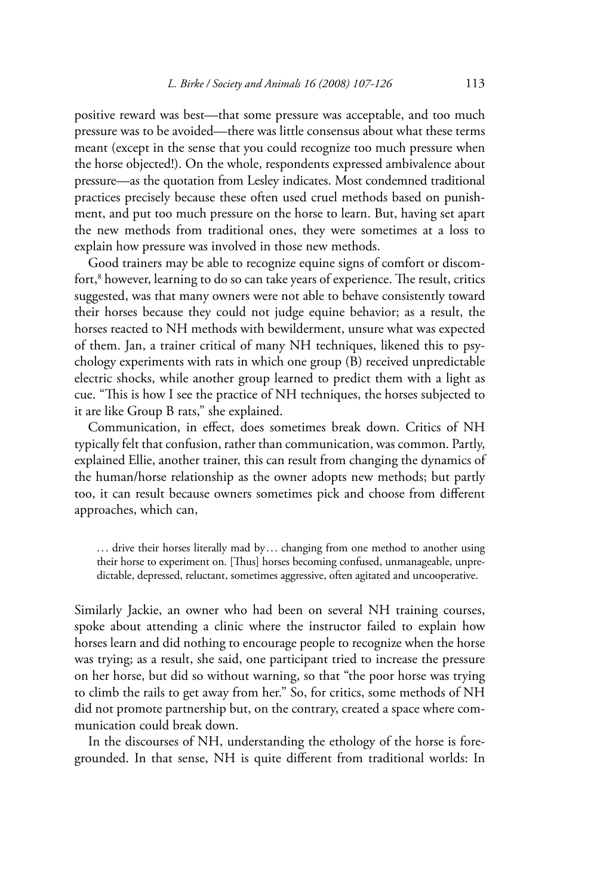positive reward was best—that some pressure was acceptable, and too much pressure was to be avoided—there was little consensus about what these terms meant (except in the sense that you could recognize too much pressure when the horse objected!). On the whole, respondents expressed ambivalence about pressure—as the quotation from Lesley indicates. Most condemned traditional practices precisely because these often used cruel methods based on punishment, and put too much pressure on the horse to learn. But, having set apart the new methods from traditional ones, they were sometimes at a loss to explain how pressure was involved in those new methods.

Good trainers may be able to recognize equine signs of comfort or discomfort,[8] however, learning to do so can take years of experience. The result, critics suggested, was that many owners were not able to behave consistently toward their horses because they could not judge equine behavior; as a result, the horses reacted to NH methods with bewilderment, unsure what was expected of them. Jan, a trainer critical of many NH techniques, likened this to psychology experiments with rats in which one group (B) received unpredictable electric shocks, while another group learned to predict them with a light as cue. "This is how I see the practice of NH techniques, the horses subjected to it are like Group B rats," she explained.

Communication, in effect, does sometimes break down. Critics of NH typically felt that confusion, rather than communication, was common. Partly, explained Ellie, another trainer, this can result from changing the dynamics of the human/horse relationship as the owner adopts new methods; but partly too, it can result because owners sometimes pick and choose from different approaches, which can,

> … drive their horses literally mad by… changing from one method to another using their horse to experiment on. [Thus] horses becoming confused, unmanageable, unpredictable, depressed, reluctant, sometimes aggressive, often agitated and uncooperative.

Similarly Jackie, an owner who had been on several NH training courses, spoke about attending a clinic where the instructor failed to explain how horses learn and did nothing to encourage people to recognize when the horse was trying; as a result, she said, one participant tried to increase the pressure on her horse, but did so without warning, so that "the poor horse was trying to climb the rails to get away from her." So, for critics, some methods of NH did not promote partnership but, on the contrary, created a space where communication could break down.

In the discourses of NH, understanding the ethology of the horse is foregrounded. In that sense, NH is quite different from traditional worlds: In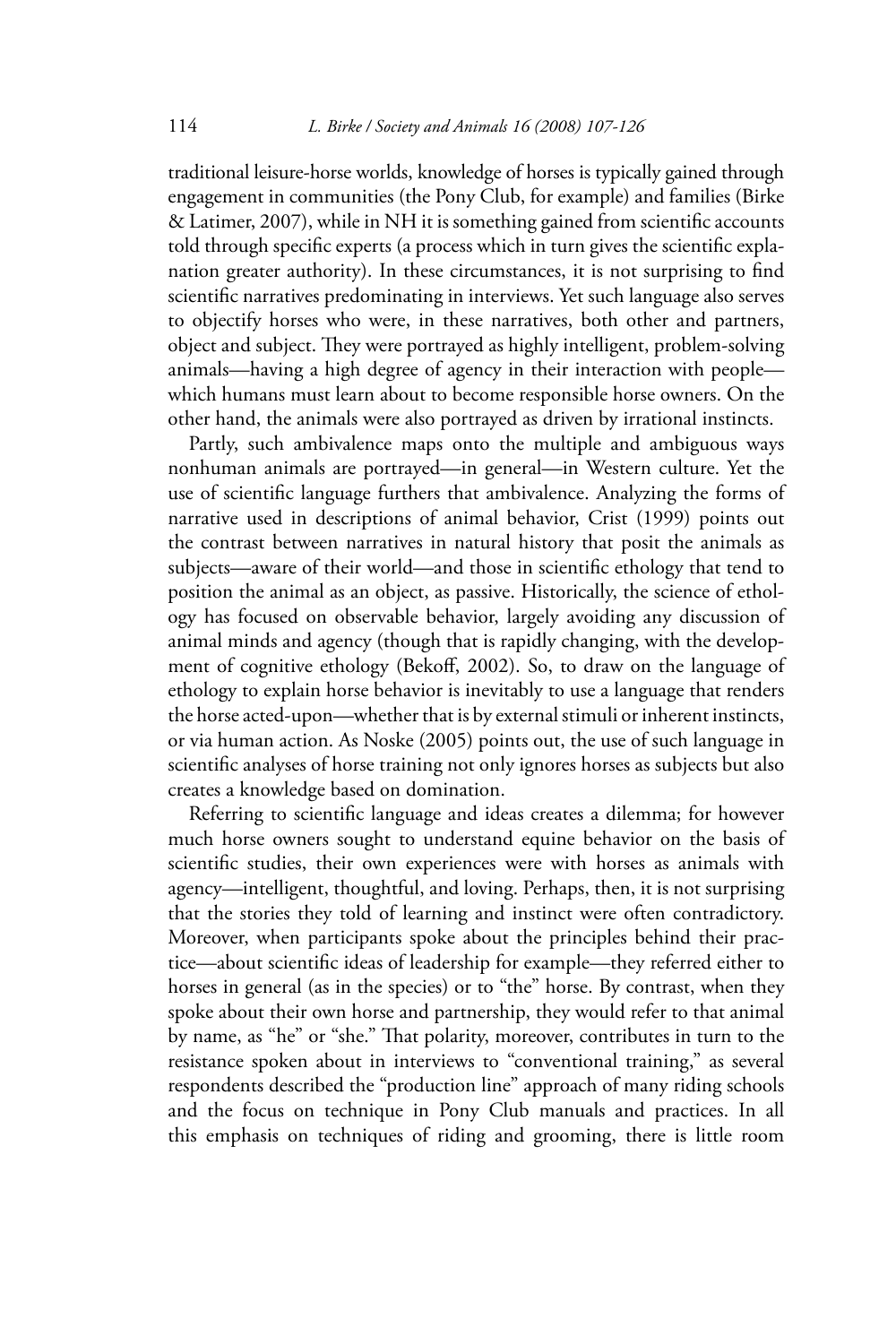traditional leisure-horse worlds, knowledge of horses is typically gained through engagement in communities (the Pony Club, for example) and families (Birke & Latimer, 2007), while in NH it is something gained from scientific accounts told through specific experts (a process which in turn gives the scientific explanation greater authority). In these circumstances, it is not surprising to find scientific narratives predominating in interviews. Yet such language also serves to objectify horses who were, in these narratives, both other and partners, object and subject. They were portrayed as highly intelligent, problem-solving animals—having a high degree of agency in their interaction with people—which humans must learn about to become responsible horse owners. On the other hand, the animals were also portrayed as driven by irrational instincts.

Partly, such ambivalence maps onto the multiple and ambiguous ways nonhuman animals are portrayed—in general—in Western culture. Yet the use of scientific language furthers that ambivalence. Analyzing the forms of narrative used in descriptions of animal behavior, Crist (1999) points out the contrast between narratives in natural history that posit the animals as subjects—aware of their world—and those in scientific ethology that tend to position the animal as an object, as passive. Historically, the science of ethology has focused on observable behavior, largely avoiding any discussion of animal minds and agency (though that is rapidly changing, with the development of cognitive ethology (Bekoff, 2002). So, to draw on the language of ethology to explain horse behavior is inevitably to use a language that renders the horse acted-upon—whether that is by external stimuli or inherent instincts, or via human action. As Noske (2005) points out, the use of such language in scientific analyses of horse training not only ignores horses as subjects but also creates a knowledge based on domination.

Referring to scientific language and ideas creates a dilemma; for however much horse owners sought to understand equine behavior on the basis of scientific studies, their own experiences were with horses as animals with agency—intelligent, thoughtful, and loving. Perhaps, then, it is not surprising that the stories they told of learning and instinct were often contradictory. Moreover, when participants spoke about the principles behind their practice—about scientific ideas of leadership for example—they referred either to horses in general (as in the species) or to "the" horse. By contrast, when they spoke about their own horse and partnership, they would refer to that animal by name, as "he" or "she." That polarity, moreover, contributes in turn to the resistance spoken about in interviews to "conventional training," as several respondents described the "production line" approach of many riding schools and the focus on technique in Pony Club manuals and practices. In all this emphasis on techniques of riding and grooming, there is little room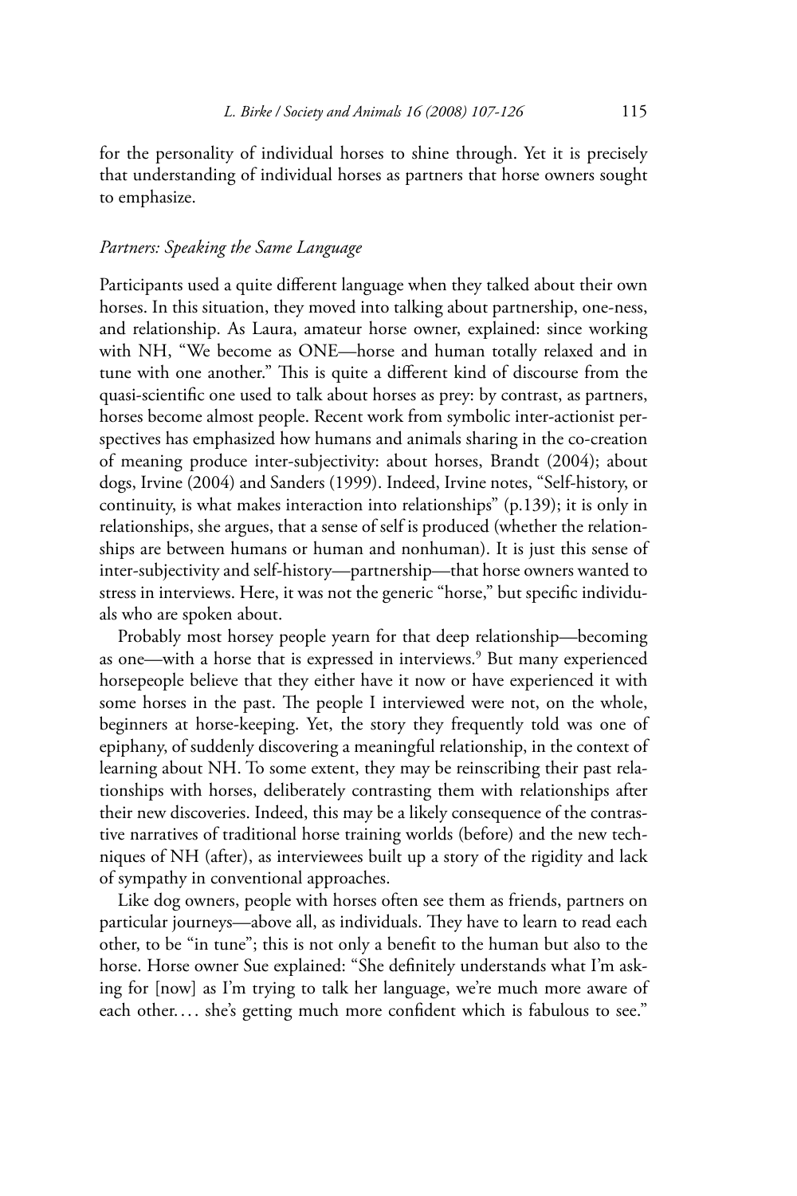for the personality of individual horses to shine through. Yet it is precisely that understanding of individual horses as partners that horse owners sought to emphasize.

### *Partners: Speaking the Same Language*

Participants used a quite different language when they talked about their own horses. In this situation, they moved into talking about partnership, one-ness, and relationship. As Laura, amateur horse owner, explained: since working with NH, "We become as ONE—horse and human totally relaxed and in tune with one another." This is quite a different kind of discourse from the quasi-scientific one used to talk about horses as prey: by contrast, as partners, horses become almost people. Recent work from symbolic inter-actionist perspectives has emphasized how humans and animals sharing in the co-creation of meaning produce inter-subjectivity: about horses, Brandt (2004); about dogs, Irvine (2004) and Sanders (1999). Indeed, Irvine notes, "Self-history, or continuity, is what makes interaction into relationships" (p.139); it is only in relationships, she argues, that a sense of self is produced (whether the relationships are between humans or human and nonhuman). It is just this sense of inter-subjectivity and self-history—partnership—that horse owners wanted to stress in interviews. Here, it was not the generic "horse," but specific individuals who are spoken about.

Probably most horsey people yearn for that deep relationship—becoming as one—with a horse that is expressed in interviews.[9] But many experienced horsepeople believe that they either have it now or have experienced it with some horses in the past. The people I interviewed were not, on the whole, beginners at horse-keeping. Yet, the story they frequently told was one of epiphany, of suddenly discovering a meaningful relationship, in the context of learning about NH. To some extent, they may be reinscribing their past relationships with horses, deliberately contrasting them with relationships after their new discoveries. Indeed, this may be a likely consequence of the contrastive narratives of traditional horse training worlds (before) and the new techniques of NH (after), as interviewees built up a story of the rigidity and lack of sympathy in conventional approaches.

Like dog owners, people with horses often see them as friends, partners on particular journeys—above all, as individuals. They have to learn to read each other, to be "in tune"; this is not only a benefit to the human but also to the horse. Horse owner Sue explained: "She definitely understands what I'm asking for [now] as I'm trying to talk her language, we're much more aware of each other.… she's getting much more confident which is fabulous to see."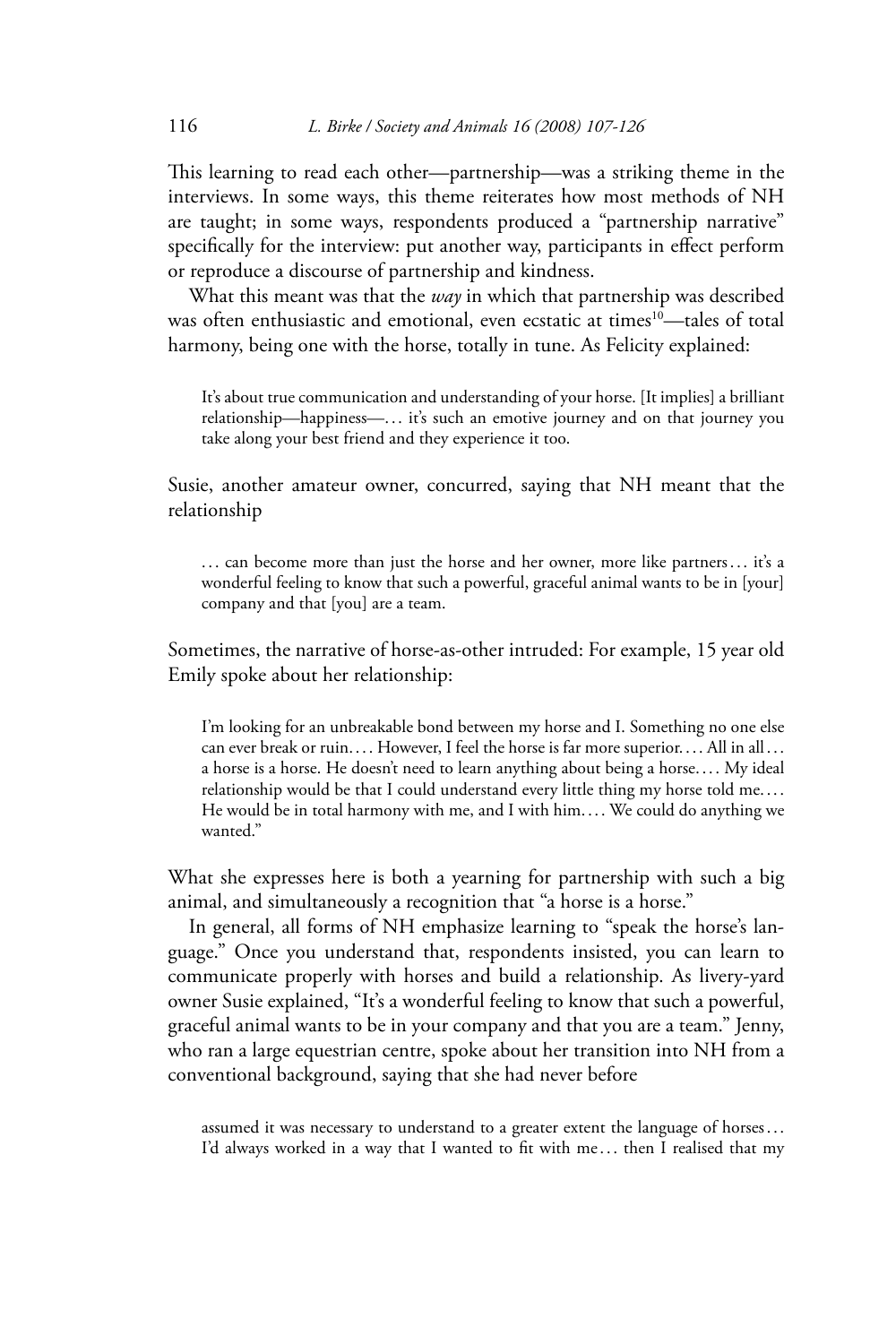This learning to read each other—partnership—was a striking theme in the interviews. In some ways, this theme reiterates how most methods of NH are taught; in some ways, respondents produced a "partnership narrative" specifically for the interview: put another way, participants in effect perform or reproduce a discourse of partnership and kindness.

What this meant was that the *way* in which that partnership was described was often enthusiastic and emotional, even ecstatic at times[10]—tales of total harmony, being one with the horse, totally in tune. As Felicity explained:

> It's about true communication and understanding of your horse. [It implies] a brilliant relationship—happiness—... it's such an emotive journey and on that journey you take along your best friend and they experience it too.

Susie, another amateur owner, concurred, saying that NH meant that the relationship

> ... can become more than just the horse and her owner, more like partners ... it's a wonderful feeling to know that such a powerful, graceful animal wants to be in [your] company and that [you] are a team.

Sometimes, the narrative of horse-as-other intruded: For example, 15 year old Emily spoke about her relationship:

> I'm looking for an unbreakable bond between my horse and I. Something no one else can ever break or ruin.... However, I feel the horse is far more superior.... All in all ... a horse is a horse. He doesn't need to learn anything about being a horse.... My ideal relationship would be that I could understand every little thing my horse told me.... He would be in total harmony with me, and I with him.... We could do anything we wanted."

What she expresses here is both a yearning for partnership with such a big animal, and simultaneously a recognition that "a horse is a horse."

In general, all forms of NH emphasize learning to "speak the horse's language." Once you understand that, respondents insisted, you can learn to communicate properly with horses and build a relationship. As livery-yard owner Susie explained, "It's a wonderful feeling to know that such a powerful, graceful animal wants to be in your company and that you are a team." Jenny, who ran a large equestrian centre, spoke about her transition into NH from a conventional background, saying that she had never before

> assumed it was necessary to understand to a greater extent the language of horses ... I'd always worked in a way that I wanted to fit with me ... then I realised that my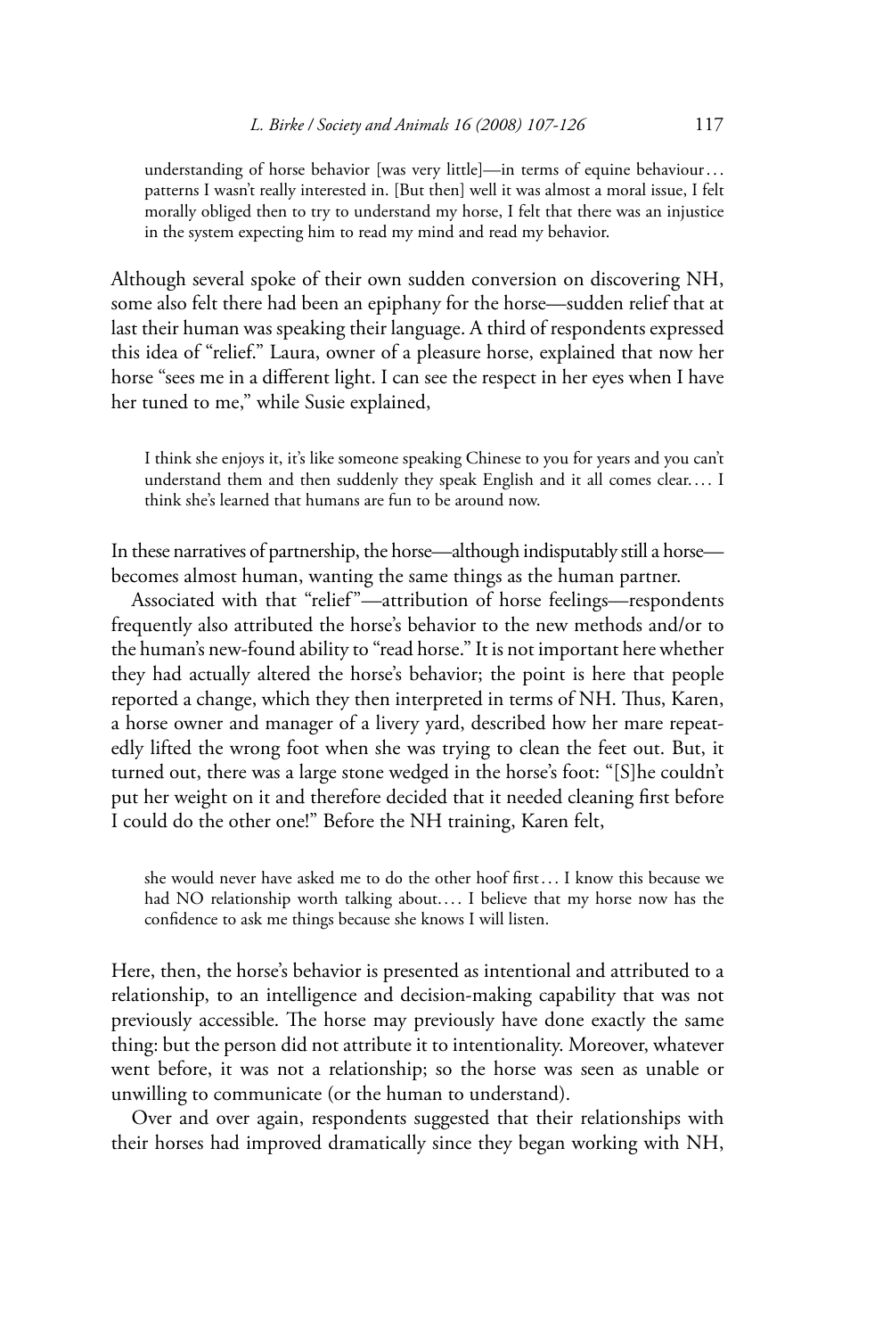> understanding of horse behavior [was very little]—in terms of equine behaviour... patterns I wasn't really interested in. [But then] well it was almost a moral issue, I felt morally obliged then to try to understand my horse, I felt that there was an injustice in the system expecting him to read my mind and read my behavior.

Although several spoke of their own sudden conversion on discovering NH, some also felt there had been an epiphany for the horse—sudden relief that at last their human was speaking their language. A third of respondents expressed this idea of "relief." Laura, owner of a pleasure horse, explained that now her horse "sees me in a different light. I can see the respect in her eyes when I have her tuned to me," while Susie explained,

> I think she enjoys it, it's like someone speaking Chinese to you for years and you can't understand them and then suddenly they speak English and it all comes clear.... I think she's learned that humans are fun to be around now.

In these narratives of partnership, the horse—although indisputably still a horse—becomes almost human, wanting the same things as the human partner.

Associated with that "relief"—attribution of horse feelings—respondents frequently also attributed the horse's behavior to the new methods and/or to the human's new-found ability to "read horse." It is not important here whether they had actually altered the horse's behavior; the point is here that people reported a change, which they then interpreted in terms of NH. Thus, Karen, a horse owner and manager of a livery yard, described how her mare repeatedly lifted the wrong foot when she was trying to clean the feet out. But, it turned out, there was a large stone wedged in the horse's foot: "[S]he couldn't put her weight on it and therefore decided that it needed cleaning first before I could do the other one!" Before the NH training, Karen felt,

> she would never have asked me to do the other hoof first... I know this because we had NO relationship worth talking about.... I believe that my horse now has the confidence to ask me things because she knows I will listen.

Here, then, the horse's behavior is presented as intentional and attributed to a relationship, to an intelligence and decision-making capability that was not previously accessible. The horse may previously have done exactly the same thing: but the person did not attribute it to intentionality. Moreover, whatever went before, it was not a relationship; so the horse was seen as unable or unwilling to communicate (or the human to understand).

Over and over again, respondents suggested that their relationships with their horses had improved dramatically since they began working with NH,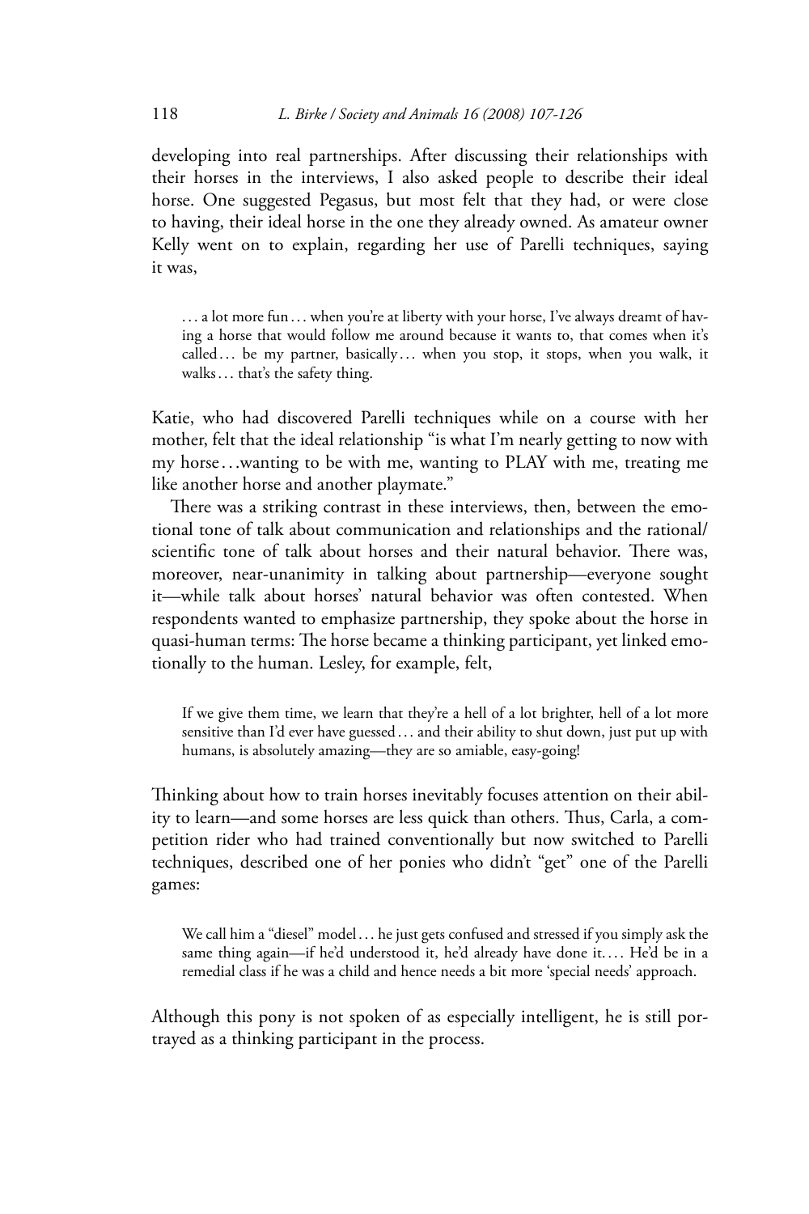developing into real partnerships. After discussing their relationships with their horses in the interviews, I also asked people to describe their ideal horse. One suggested Pegasus, but most felt that they had, or were close to having, their ideal horse in the one they already owned. As amateur owner Kelly went on to explain, regarding her use of Parelli techniques, saying it was,

> . . . a lot more fun . . . when you're at liberty with your horse, I've always dreamt of having a horse that would follow me around because it wants to, that comes when it's called . . . be my partner, basically . . . when you stop, it stops, when you walk, it walks . . . that's the safety thing.

Katie, who had discovered Parelli techniques while on a course with her mother, felt that the ideal relationship "is what I'm nearly getting to now with my horse . . . wanting to be with me, wanting to PLAY with me, treating me like another horse and another playmate."

There was a striking contrast in these interviews, then, between the emotional tone of talk about communication and relationships and the rational/scientific tone of talk about horses and their natural behavior. There was, moreover, near-unanimity in talking about partnership—everyone sought it—while talk about horses' natural behavior was often contested. When respondents wanted to emphasize partnership, they spoke about the horse in quasi-human terms: The horse became a thinking participant, yet linked emotionally to the human. Lesley, for example, felt,

> If we give them time, we learn that they're a hell of a lot brighter, hell of a lot more sensitive than I'd ever have guessed . . . and their ability to shut down, just put up with humans, is absolutely amazing—they are so amiable, easy-going!

Thinking about how to train horses inevitably focuses attention on their ability to learn—and some horses are less quick than others. Thus, Carla, a competition rider who had trained conventionally but now switched to Parelli techniques, described one of her ponies who didn't "get" one of the Parelli games:

> We call him a "diesel" model . . . he just gets confused and stressed if you simply ask the same thing again—if he'd understood it, he'd already have done it. . . . He'd be in a remedial class if he was a child and hence needs a bit more 'special needs' approach.

Although this pony is not spoken of as especially intelligent, he is still portrayed as a thinking participant in the process.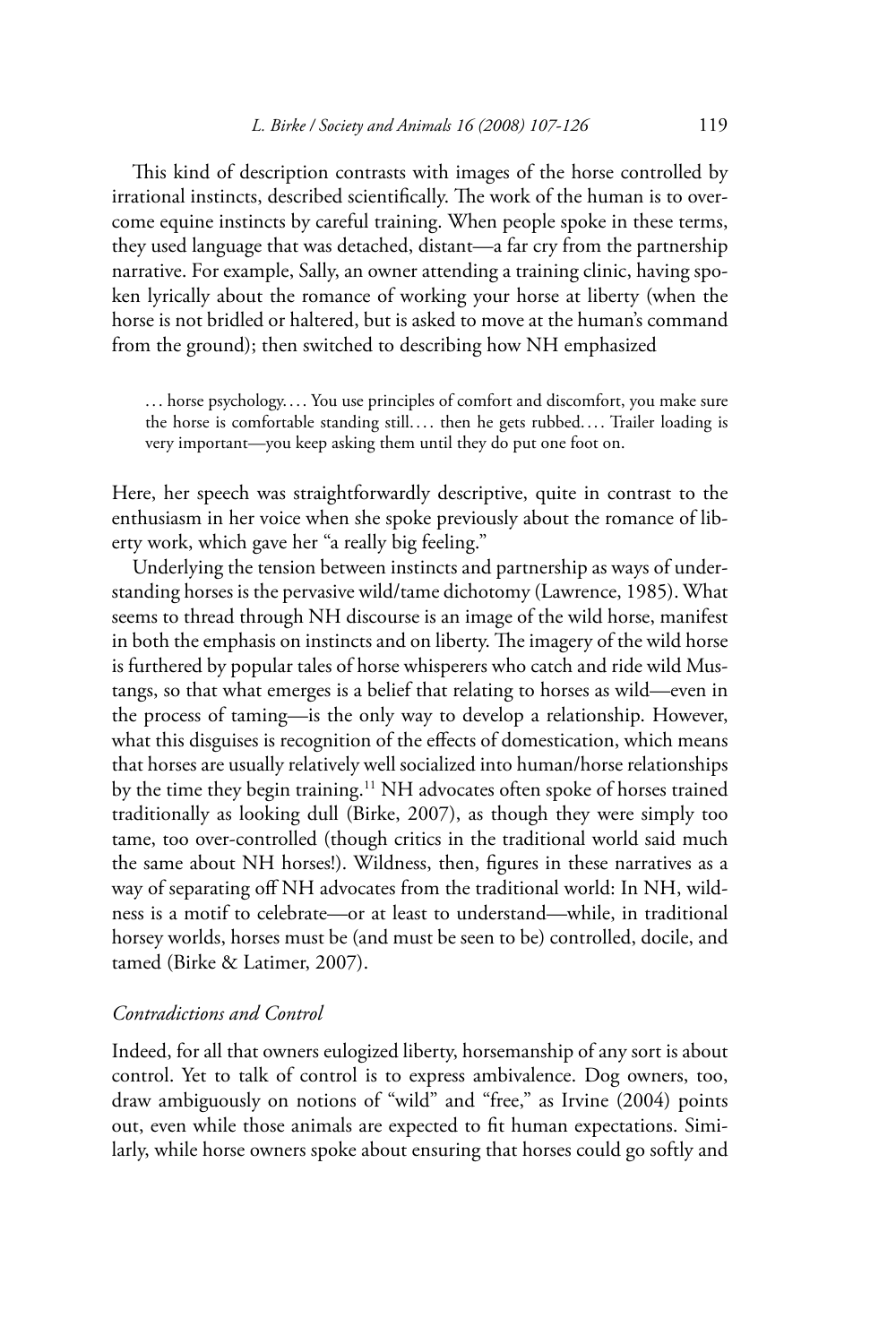This kind of description contrasts with images of the horse controlled by irrational instincts, described scientifically. The work of the human is to overcome equine instincts by careful training. When people spoke in these terms, they used language that was detached, distant—a far cry from the partnership narrative. For example, Sally, an owner attending a training clinic, having spoken lyrically about the romance of working your horse at liberty (when the horse is not bridled or haltered, but is asked to move at the human's command from the ground); then switched to describing how NH emphasized

> . . . horse psychology. . . . You use principles of comfort and discomfort, you make sure the horse is comfortable standing still. . . . then he gets rubbed. . . . Trailer loading is very important—you keep asking them until they do put one foot on.

Here, her speech was straightforwardly descriptive, quite in contrast to the enthusiasm in her voice when she spoke previously about the romance of liberty work, which gave her "a really big feeling."

Underlying the tension between instincts and partnership as ways of understanding horses is the pervasive wild/tame dichotomy (Lawrence, 1985). What seems to thread through NH discourse is an image of the wild horse, manifest in both the emphasis on instincts and on liberty. The imagery of the wild horse is furthered by popular tales of horse whisperers who catch and ride wild Mustangs, so that what emerges is a belief that relating to horses as wild—even in the process of taming—is the only way to develop a relationship. However, what this disguises is recognition of the effects of domestication, which means that horses are usually relatively well socialized into human/horse relationships by the time they begin training.[11] NH advocates often spoke of horses trained traditionally as looking dull (Birke, 2007), as though they were simply too tame, too over-controlled (though critics in the traditional world said much the same about NH horses!). Wildness, then, figures in these narratives as a way of separating off NH advocates from the traditional world: In NH, wildness is a motif to celebrate—or at least to understand—while, in traditional horsey worlds, horses must be (and must be seen to be) controlled, docile, and tamed (Birke & Latimer, 2007).

### *Contradictions and Control*

Indeed, for all that owners eulogized liberty, horsemanship of any sort is about control. Yet to talk of control is to express ambivalence. Dog owners, too, draw ambiguously on notions of "wild" and "free," as Irvine (2004) points out, even while those animals are expected to fit human expectations. Similarly, while horse owners spoke about ensuring that horses could go softly and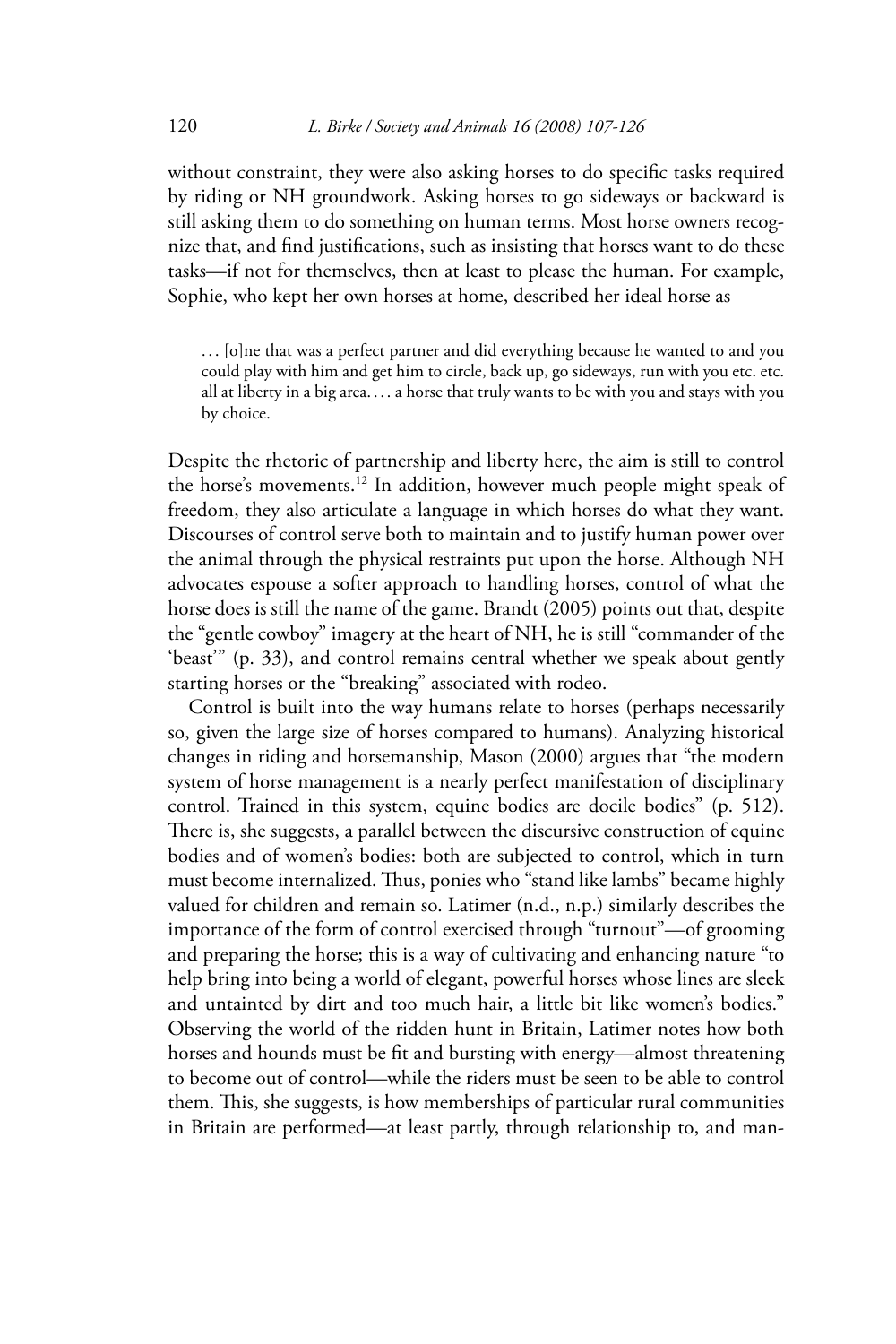without constraint, they were also asking horses to do specific tasks required by riding or NH groundwork. Asking horses to go sideways or backward is still asking them to do something on human terms. Most horse owners recognize that, and find justifications, such as insisting that horses want to do these tasks—if not for themselves, then at least to please the human. For example, Sophie, who kept her own horses at home, described her ideal horse as

> . . . [o]ne that was a perfect partner and did everything because he wanted to and you could play with him and get him to circle, back up, go sideways, run with you etc. etc. all at liberty in a big area. . . . a horse that truly wants to be with you and stays with you by choice.

Despite the rhetoric of partnership and liberty here, the aim is still to control the horse's movements.[12] In addition, however much people might speak of freedom, they also articulate a language in which horses do what they want. Discourses of control serve both to maintain and to justify human power over the animal through the physical restraints put upon the horse. Although NH advocates espouse a softer approach to handling horses, control of what the horse does is still the name of the game. Brandt (2005) points out that, despite the "gentle cowboy" imagery at the heart of NH, he is still "commander of the 'beast'" (p. 33), and control remains central whether we speak about gently starting horses or the "breaking" associated with rodeo.

Control is built into the way humans relate to horses (perhaps necessarily so, given the large size of horses compared to humans). Analyzing historical changes in riding and horsemanship, Mason (2000) argues that "the modern system of horse management is a nearly perfect manifestation of disciplinary control. Trained in this system, equine bodies are docile bodies" (p. 512). There is, she suggests, a parallel between the discursive construction of equine bodies and of women's bodies: both are subjected to control, which in turn must become internalized. Thus, ponies who "stand like lambs" became highly valued for children and remain so. Latimer (n.d., n.p.) similarly describes the importance of the form of control exercised through "turnout"—of grooming and preparing the horse; this is a way of cultivating and enhancing nature "to help bring into being a world of elegant, powerful horses whose lines are sleek and untainted by dirt and too much hair, a little bit like women's bodies." Observing the world of the ridden hunt in Britain, Latimer notes how both horses and hounds must be fit and bursting with energy—almost threatening to become out of control—while the riders must be seen to be able to control them. This, she suggests, is how memberships of particular rural communities in Britain are performed—at least partly, through relationship to, and man-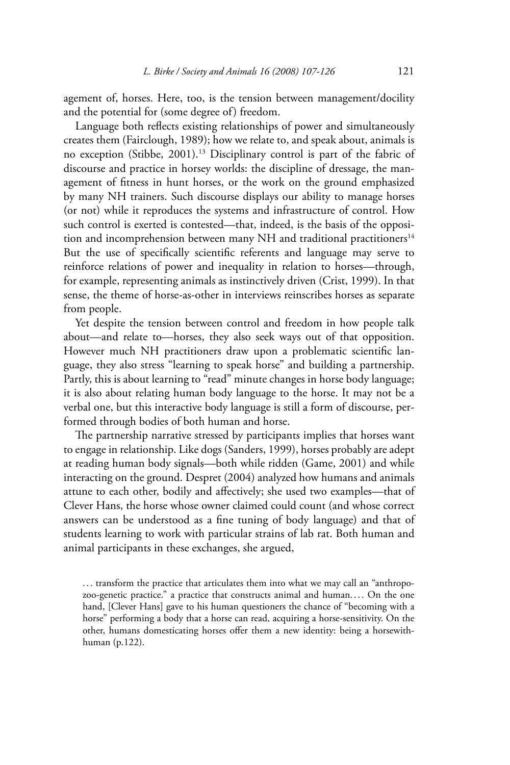agement of, horses. Here, too, is the tension between management/docility and the potential for (some degree of) freedom.

Language both reflects existing relationships of power and simultaneously creates them (Fairclough, 1989); how we relate to, and speak about, animals is no exception (Stibbe, 2001).[13] Disciplinary control is part of the fabric of discourse and practice in horsey worlds: the discipline of dressage, the management of fitness in hunt horses, or the work on the ground emphasized by many NH trainers. Such discourse displays our ability to manage horses (or not) while it reproduces the systems and infrastructure of control. How such control is exerted is contested—that, indeed, is the basis of the opposition and incomprehension between many NH and traditional practitioners[14] But the use of specifically scientific referents and language may serve to reinforce relations of power and inequality in relation to horses—through, for example, representing animals as instinctively driven (Crist, 1999). In that sense, the theme of horse-as-other in interviews reinscribes horses as separate from people.

Yet despite the tension between control and freedom in how people talk about—and relate to—horses, they also seek ways out of that opposition. However much NH practitioners draw upon a problematic scientific language, they also stress "learning to speak horse" and building a partnership. Partly, this is about learning to "read" minute changes in horse body language; it is also about relating human body language to the horse. It may not be a verbal one, but this interactive body language is still a form of discourse, performed through bodies of both human and horse.

The partnership narrative stressed by participants implies that horses want to engage in relationship. Like dogs (Sanders, 1999), horses probably are adept at reading human body signals—both while ridden (Game, 2001) and while interacting on the ground. Despret (2004) analyzed how humans and animals attune to each other, bodily and affectively; she used two examples—that of Clever Hans, the horse whose owner claimed could count (and whose correct answers can be understood as a fine tuning of body language) and that of students learning to work with particular strains of lab rat. Both human and animal participants in these exchanges, she argued,

> … transform the practice that articulates them into what we may call an "anthropo-zoo-genetic practice." a practice that constructs animal and human.… On the one hand, [Clever Hans] gave to his human questioners the chance of "becoming with a horse" performing a body that a horse can read, acquiring a horse-sensitivity. On the other, humans domesticating horses offer them a new identity: being a horsewith-human (p.122).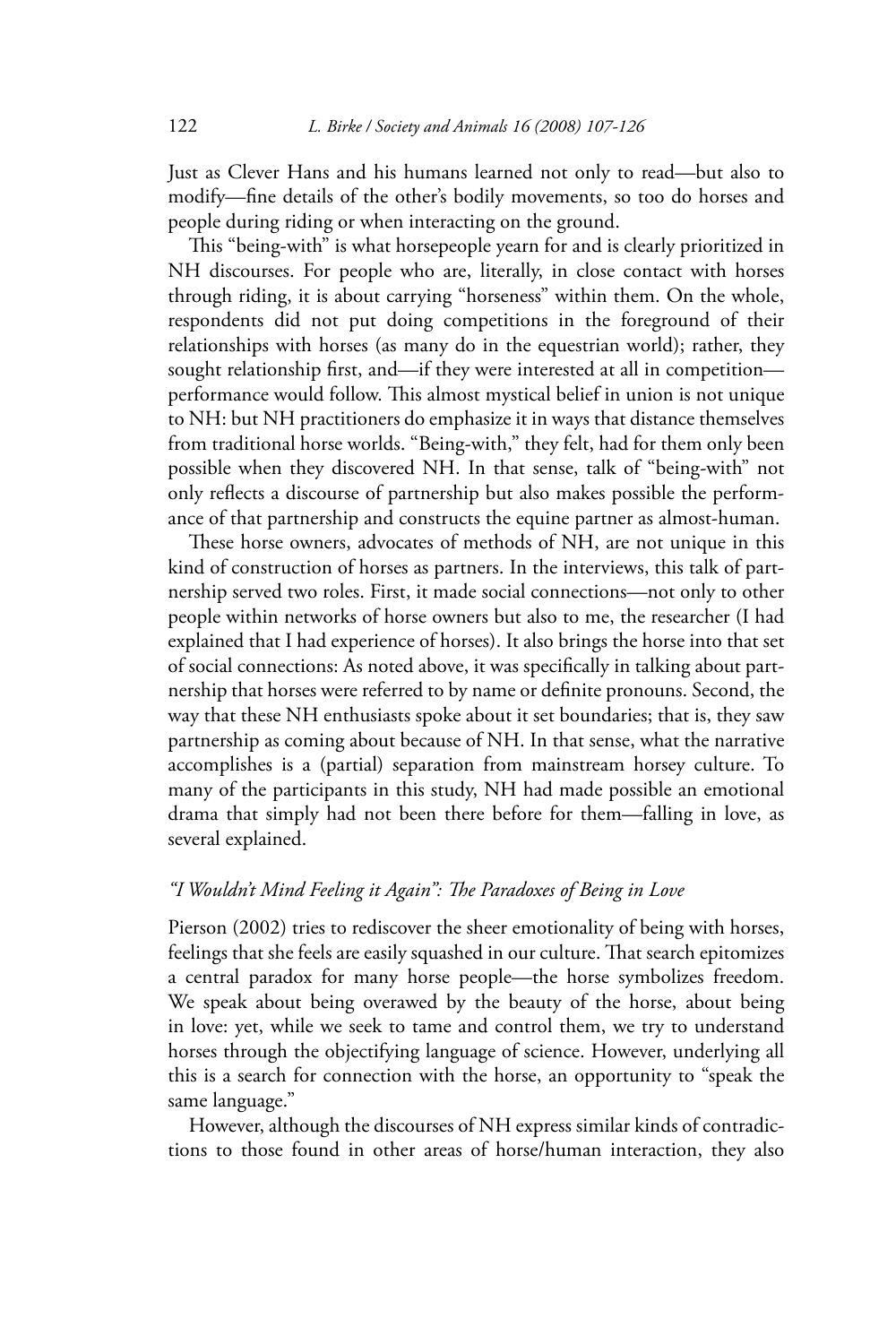Just as Clever Hans and his humans learned not only to read—but also to modify—fine details of the other's bodily movements, so too do horses and people during riding or when interacting on the ground.

This "being-with" is what horsepeople yearn for and is clearly prioritized in NH discourses. For people who are, literally, in close contact with horses through riding, it is about carrying "horseness" within them. On the whole, respondents did not put doing competitions in the foreground of their relationships with horses (as many do in the equestrian world); rather, they sought relationship first, and—if they were interested at all in competition—performance would follow. This almost mystical belief in union is not unique to NH: but NH practitioners do emphasize it in ways that distance themselves from traditional horse worlds. "Being-with," they felt, had for them only been possible when they discovered NH. In that sense, talk of "being-with" not only reflects a discourse of partnership but also makes possible the performance of that partnership and constructs the equine partner as almost-human.

These horse owners, advocates of methods of NH, are not unique in this kind of construction of horses as partners. In the interviews, this talk of partnership served two roles. First, it made social connections—not only to other people within networks of horse owners but also to me, the researcher (I had explained that I had experience of horses). It also brings the horse into that set of social connections: As noted above, it was specifically in talking about partnership that horses were referred to by name or definite pronouns. Second, the way that these NH enthusiasts spoke about it set boundaries; that is, they saw partnership as coming about because of NH. In that sense, what the narrative accomplishes is a (partial) separation from mainstream horsey culture. To many of the participants in this study, NH had made possible an emotional drama that simply had not been there before for them—falling in love, as several explained.

### *"I Wouldn't Mind Feeling it Again": The Paradoxes of Being in Love*

Pierson (2002) tries to rediscover the sheer emotionality of being with horses, feelings that she feels are easily squashed in our culture. That search epitomizes a central paradox for many horse people—the horse symbolizes freedom. We speak about being overawed by the beauty of the horse, about being in love: yet, while we seek to tame and control them, we try to understand horses through the objectifying language of science. However, underlying all this is a search for connection with the horse, an opportunity to "speak the same language."

However, although the discourses of NH express similar kinds of contradictions to those found in other areas of horse/human interaction, they also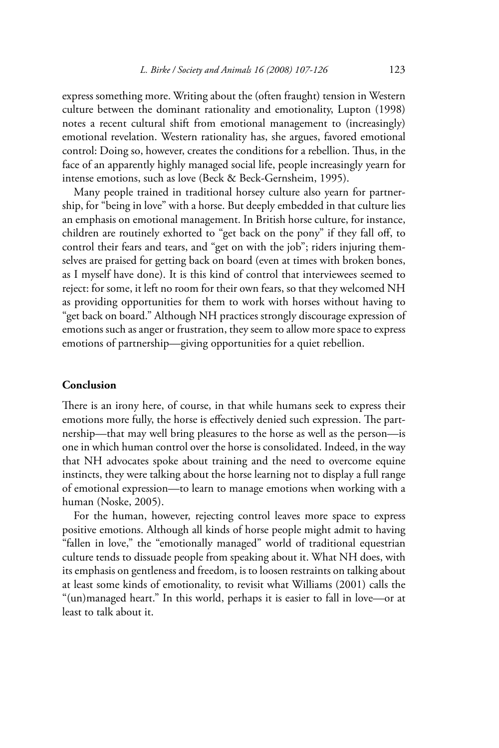express something more. Writing about the (often fraught) tension in Western culture between the dominant rationality and emotionality, Lupton (1998) notes a recent cultural shift from emotional management to (increasingly) emotional revelation. Western rationality has, she argues, favored emotional control: Doing so, however, creates the conditions for a rebellion. Thus, in the face of an apparently highly managed social life, people increasingly yearn for intense emotions, such as love (Beck & Beck-Gernsheim, 1995).

Many people trained in traditional horsey culture also yearn for partnership, for "being in love" with a horse. But deeply embedded in that culture lies an emphasis on emotional management. In British horse culture, for instance, children are routinely exhorted to "get back on the pony" if they fall off, to control their fears and tears, and "get on with the job"; riders injuring themselves are praised for getting back on board (even at times with broken bones, as I myself have done). It is this kind of control that interviewees seemed to reject: for some, it left no room for their own fears, so that they welcomed NH as providing opportunities for them to work with horses without having to "get back on board." Although NH practices strongly discourage expression of emotions such as anger or frustration, they seem to allow more space to express emotions of partnership—giving opportunities for a quiet rebellion.

## Conclusion

There is an irony here, of course, in that while humans seek to express their emotions more fully, the horse is effectively denied such expression. The partnership—that may well bring pleasures to the horse as well as the person—is one in which human control over the horse is consolidated. Indeed, in the way that NH advocates spoke about training and the need to overcome equine instincts, they were talking about the horse learning not to display a full range of emotional expression—to learn to manage emotions when working with a human (Noske, 2005).

For the human, however, rejecting control leaves more space to express positive emotions. Although all kinds of horse people might admit to having "fallen in love," the "emotionally managed" world of traditional equestrian culture tends to dissuade people from speaking about it. What NH does, with its emphasis on gentleness and freedom, is to loosen restraints on talking about at least some kinds of emotionality, to revisit what Williams (2001) calls the "(un)managed heart." In this world, perhaps it is easier to fall in love—or at least to talk about it.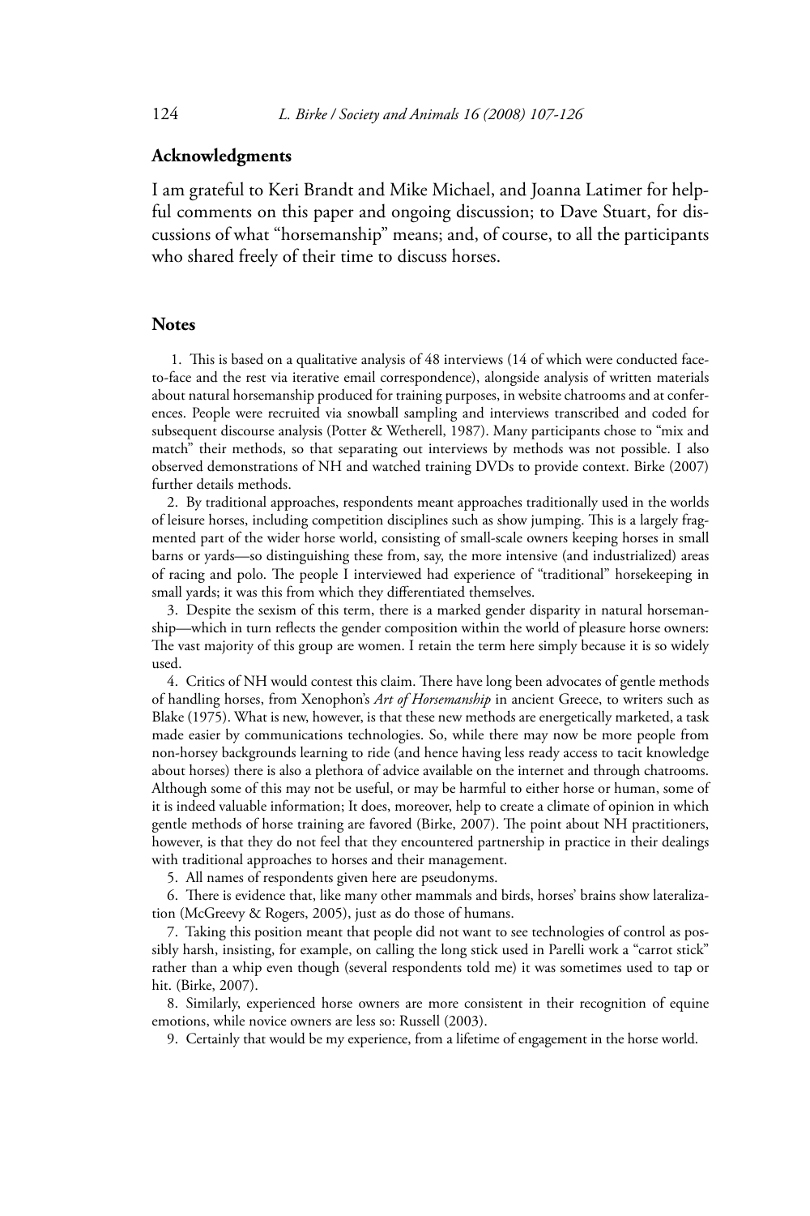## Acknowledgments

I am grateful to Keri Brandt and Mike Michael, and Joanna Latimer for helpful comments on this paper and ongoing discussion; to Dave Stuart, for discussions of what "horsemanship" means; and, of course, to all the participants who shared freely of their time to discuss horses.

## Notes

1. This is based on a qualitative analysis of 48 interviews (14 of which were conducted face-to-face and the rest via iterative email correspondence), alongside analysis of written materials about natural horsemanship produced for training purposes, in website chatrooms and at conferences. People were recruited via snowball sampling and interviews transcribed and coded for subsequent discourse analysis (Potter & Wetherell, 1987). Many participants chose to "mix and match" their methods, so that separating out interviews by methods was not possible. I also observed demonstrations of NH and watched training DVDs to provide context. Birke (2007) further details methods.

2. By traditional approaches, respondents meant approaches traditionally used in the worlds of leisure horses, including competition disciplines such as show jumping. This is a largely fragmented part of the wider horse world, consisting of small-scale owners keeping horses in small barns or yards—so distinguishing these from, say, the more intensive (and industrialized) areas of racing and polo. The people I interviewed had experience of "traditional" horsekeeping in small yards; it was this from which they differentiated themselves.

3. Despite the sexism of this term, there is a marked gender disparity in natural horsemanship—which in turn reflects the gender composition within the world of pleasure horse owners: The vast majority of this group are women. I retain the term here simply because it is so widely used.

4. Critics of NH would contest this claim. There have long been advocates of gentle methods of handling horses, from Xenophon's *Art of Horsemanship* in ancient Greece, to writers such as Blake (1975). What is new, however, is that these new methods are energetically marketed, a task made easier by communications technologies. So, while there may now be more people from non-horsey backgrounds learning to ride (and hence having less ready access to tacit knowledge about horses) there is also a plethora of advice available on the internet and through chatrooms. Although some of this may not be useful, or may be harmful to either horse or human, some of it is indeed valuable information; It does, moreover, help to create a climate of opinion in which gentle methods of horse training are favored (Birke, 2007). The point about NH practitioners, however, is that they do not feel that they encountered partnership in practice in their dealings with traditional approaches to horses and their management.

5. All names of respondents given here are pseudonyms.

6. There is evidence that, like many other mammals and birds, horses' brains show lateralization (McGreevy & Rogers, 2005), just as do those of humans.

7. Taking this position meant that people did not want to see technologies of control as possibly harsh, insisting, for example, on calling the long stick used in Parelli work a "carrot stick" rather than a whip even though (several respondents told me) it was sometimes used to tap or hit. (Birke, 2007).

8. Similarly, experienced horse owners are more consistent in their recognition of equine emotions, while novice owners are less so: Russell (2003).

9. Certainly that would be my experience, from a lifetime of engagement in the horse world.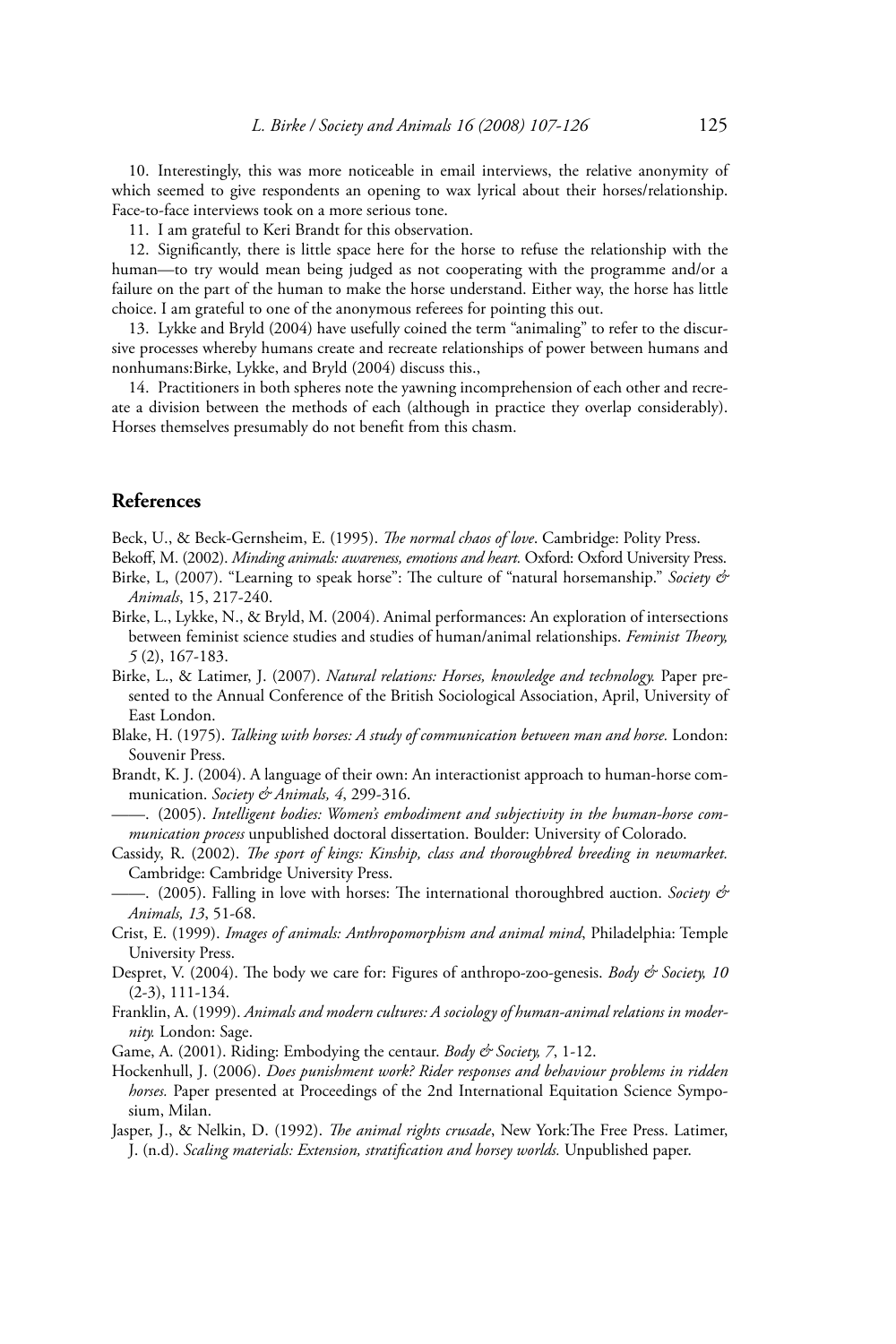10. Interestingly, this was more noticeable in email interviews, the relative anonymity of which seemed to give respondents an opening to wax lyrical about their horses/relationship. Face-to-face interviews took on a more serious tone.

11. I am grateful to Keri Brandt for this observation.

12. Significantly, there is little space here for the horse to refuse the relationship with the human—to try would mean being judged as not cooperating with the programme and/or a failure on the part of the human to make the horse understand. Either way, the horse has little choice. I am grateful to one of the anonymous referees for pointing this out.

13. Lykke and Bryld (2004) have usefully coined the term "animaling" to refer to the discursive processes whereby humans create and recreate relationships of power between humans and nonhumans:Birke, Lykke, and Bryld (2004) discuss this.,

14. Practitioners in both spheres note the yawning incomprehension of each other and recreate a division between the methods of each (although in practice they overlap considerably). Horses themselves presumably do not benefit from this chasm.

## References

Beck, U., & Beck-Gernsheim, E. (1995). *The normal chaos of love*. Cambridge: Polity Press.

Bekoff, M. (2002). *Minding animals: awareness, emotions and heart.* Oxford: Oxford University Press.

Birke, L, (2007). "Learning to speak horse": The culture of "natural horsemanship." *Society & Animals*, 15, 217-240.

Birke, L., Lykke, N., & Bryld, M. (2004). Animal performances: An exploration of intersections between feminist science studies and studies of human/animal relationships. *Feminist Theory, 5* (2), 167-183.

Birke, L., & Latimer, J. (2007). *Natural relations: Horses, knowledge and technology.* Paper presented to the Annual Conference of the British Sociological Association, April, University of East London.

Blake, H. (1975). *Talking with horses: A study of communication between man and horse.* London: Souvenir Press.

Brandt, K. J. (2004). A language of their own: An interactionist approach to human-horse communication. *Society & Animals, 4*, 299-316.

——. (2005). *Intelligent bodies: Women's embodiment and subjectivity in the human-horse communication process* unpublished doctoral dissertation. Boulder: University of Colorado.

Cassidy, R. (2002). *The sport of kings: Kinship, class and thoroughbred breeding in newmarket.* Cambridge: Cambridge University Press.

——. (2005). Falling in love with horses: The international thoroughbred auction. *Society & Animals, 13*, 51-68.

Crist, E. (1999). *Images of animals: Anthropomorphism and animal mind*, Philadelphia: Temple University Press.

Despret, V. (2004). The body we care for: Figures of anthropo-zoo-genesis. *Body & Society, 10* (2-3), 111-134.

Franklin, A. (1999). *Animals and modern cultures: A sociology of human-animal relations in modernity.* London: Sage.

Game, A. (2001). Riding: Embodying the centaur. *Body & Society, 7*, 1-12.

Hockenhull, J. (2006). *Does punishment work? Rider responses and behaviour problems in ridden horses.* Paper presented at Proceedings of the 2nd International Equitation Science Symposium, Milan.

Jasper, J., & Nelkin, D. (1992). *The animal rights crusade*, New York:The Free Press. Latimer, J. (n.d). *Scaling materials: Extension, stratification and horsey worlds.* Unpublished paper.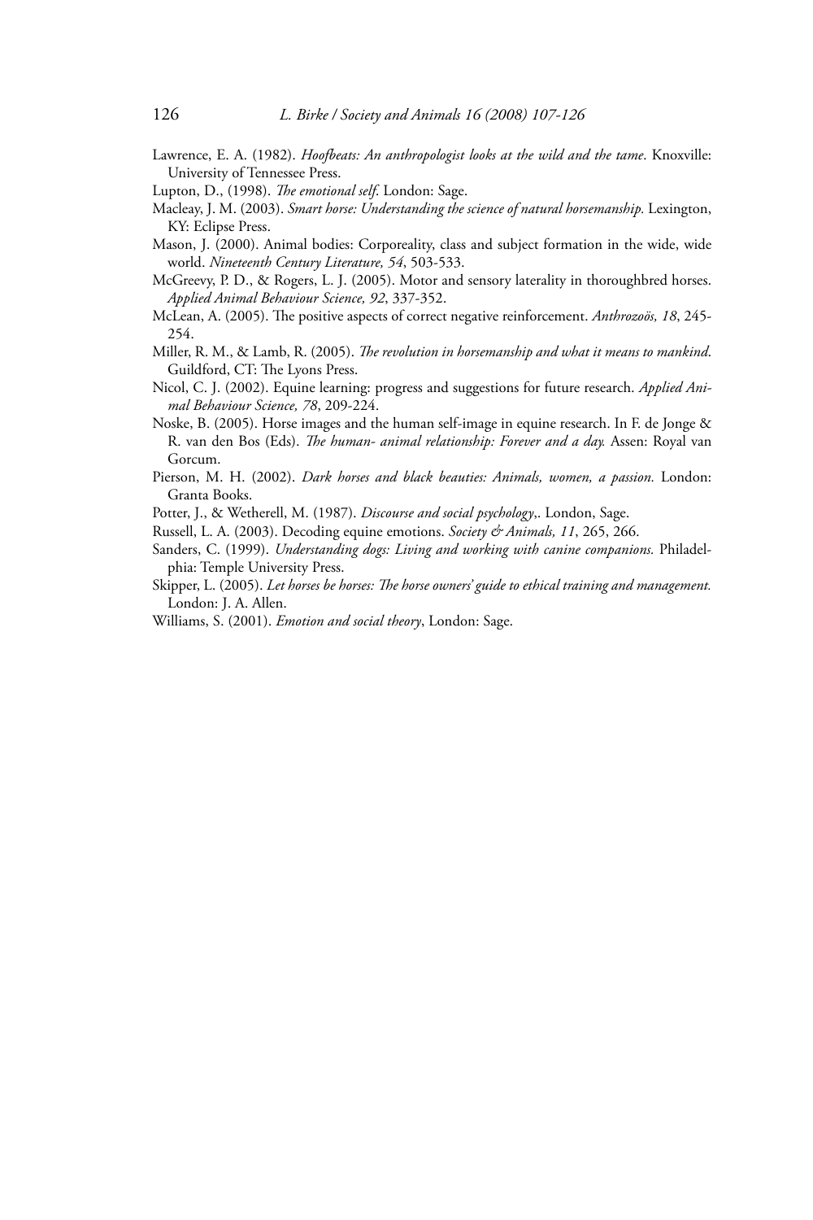Lawrence, E. A. (1982). *Hoofbeats: An anthropologist looks at the wild and the tame*. Knoxville: University of Tennessee Press.

Lupton, D., (1998). *The emotional self*. London: Sage.

Macleay, J. M. (2003). *Smart horse: Understanding the science of natural horsemanship.* Lexington, KY: Eclipse Press.

Mason, J. (2000). Animal bodies: Corporeality, class and subject formation in the wide, wide world. *Nineteenth Century Literature, 54*, 503-533.

McGreevy, P. D., & Rogers, L. J. (2005). Motor and sensory laterality in thoroughbred horses. *Applied Animal Behaviour Science, 92*, 337-352.

McLean, A. (2005). The positive aspects of correct negative reinforcement. *Anthrozoös, 18*, 245-254.

Miller, R. M., & Lamb, R. (2005). *The revolution in horsemanship and what it means to mankind*. Guildford, CT: The Lyons Press.

Nicol, C. J. (2002). Equine learning: progress and suggestions for future research. *Applied Animal Behaviour Science, 78*, 209-224.

Noske, B. (2005). Horse images and the human self-image in equine research. In F. de Jonge & R. van den Bos (Eds). *The human- animal relationship: Forever and a day.* Assen: Royal van Gorcum.

Pierson, M. H. (2002). *Dark horses and black beauties: Animals, women, a passion.* London: Granta Books.

Potter, J., & Wetherell, M. (1987). *Discourse and social psychology*,. London, Sage.

Russell, L. A. (2003). Decoding equine emotions. *Society & Animals, 11*, 265, 266.

Sanders, C. (1999). *Understanding dogs: Living and working with canine companions.* Philadelphia: Temple University Press.

Skipper, L. (2005). *Let horses be horses: The horse owners' guide to ethical training and management.* London: J. A. Allen.

Williams, S. (2001). *Emotion and social theory*, London: Sage.